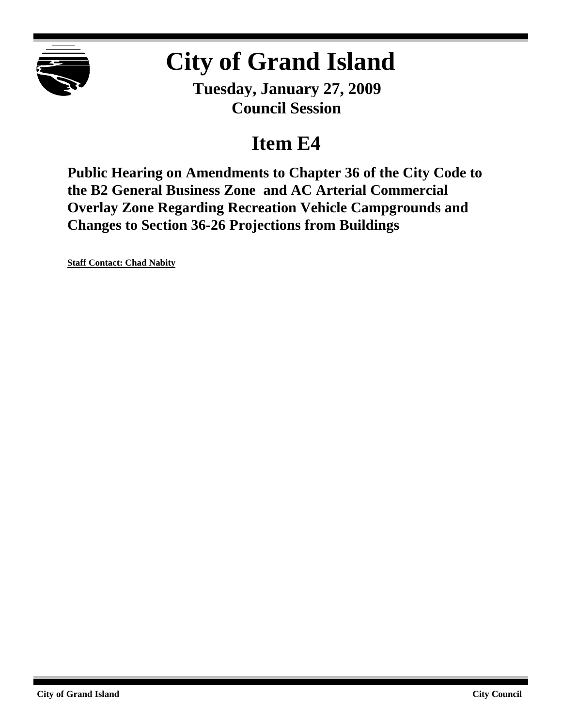# City of Grand Island

**Tuesday, January 27, 2009**
**Council Session**

## Item E4

**Public Hearing on Amendments to Chapter 36 of the City Code to the B2 General Business Zone and AC Arterial Commercial Overlay Zone Regarding Recreation Vehicle Campgrounds and Changes to Section 36-26 Projections from Buildings**

**Staff Contact: Chad Nabity**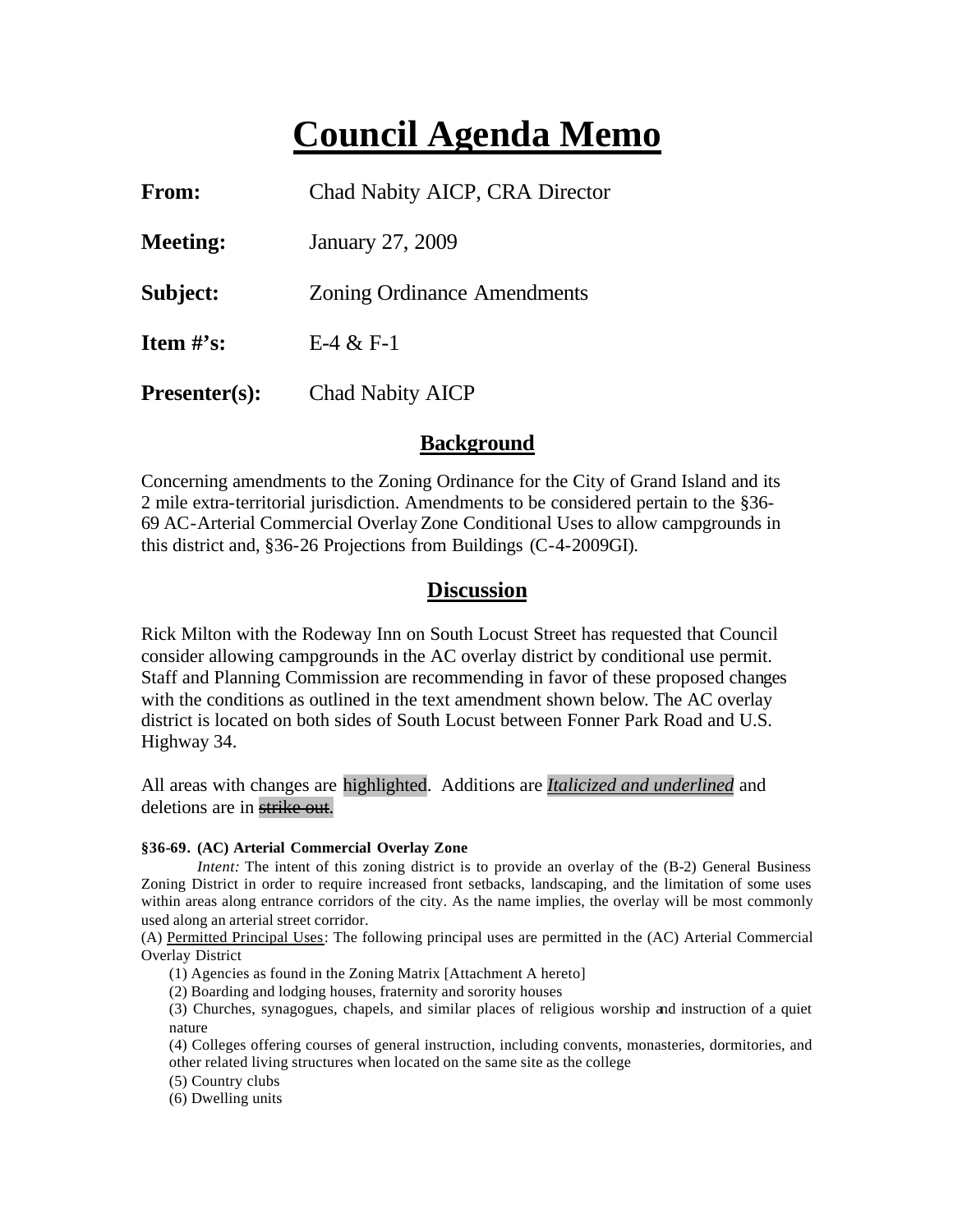# Council Agenda Memo

**From:** Chad Nabity AICP, CRA Director

**Meeting:** January 27, 2009

**Subject:** Zoning Ordinance Amendments

**Item #'s:** E-4 & F-1

**Presenter(s):** Chad Nabity AICP

## Background

Concerning amendments to the Zoning Ordinance for the City of Grand Island and its 2 mile extra-territorial jurisdiction. Amendments to be considered pertain to the §36-69 AC-Arterial Commercial Overlay Zone Conditional Uses to allow campgrounds in this district and, §36-26 Projections from Buildings (C-4-2009GI).

## Discussion

Rick Milton with the Rodeway Inn on South Locust Street has requested that Council consider allowing campgrounds in the AC overlay district by conditional use permit. Staff and Planning Commission are recommending in favor of these proposed changes with the conditions as outlined in the text amendment shown below. The AC overlay district is located on both sides of South Locust between Fonner Park Road and U.S. Highway 34.

All areas with changes are highlighted. Additions are ***<u>Italicized and underlined</u>*** and deletions are in ~~strike out~~.

**§36-69. (AC) Arterial Commercial Overlay Zone**

*Intent:* The intent of this zoning district is to provide an overlay of the (B-2) General Business Zoning District in order to require increased front setbacks, landscaping, and the limitation of some uses within areas along entrance corridors of the city. As the name implies, the overlay will be most commonly used along an arterial street corridor.

(A) <u>Permitted Principal Uses</u>: The following principal uses are permitted in the (AC) Arterial Commercial Overlay District

(1) Agencies as found in the Zoning Matrix [Attachment A hereto]

(2) Boarding and lodging houses, fraternity and sorority houses

(3) Churches, synagogues, chapels, and similar places of religious worship and instruction of a quiet nature

(4) Colleges offering courses of general instruction, including convents, monasteries, dormitories, and other related living structures when located on the same site as the college

(5) Country clubs

(6) Dwelling units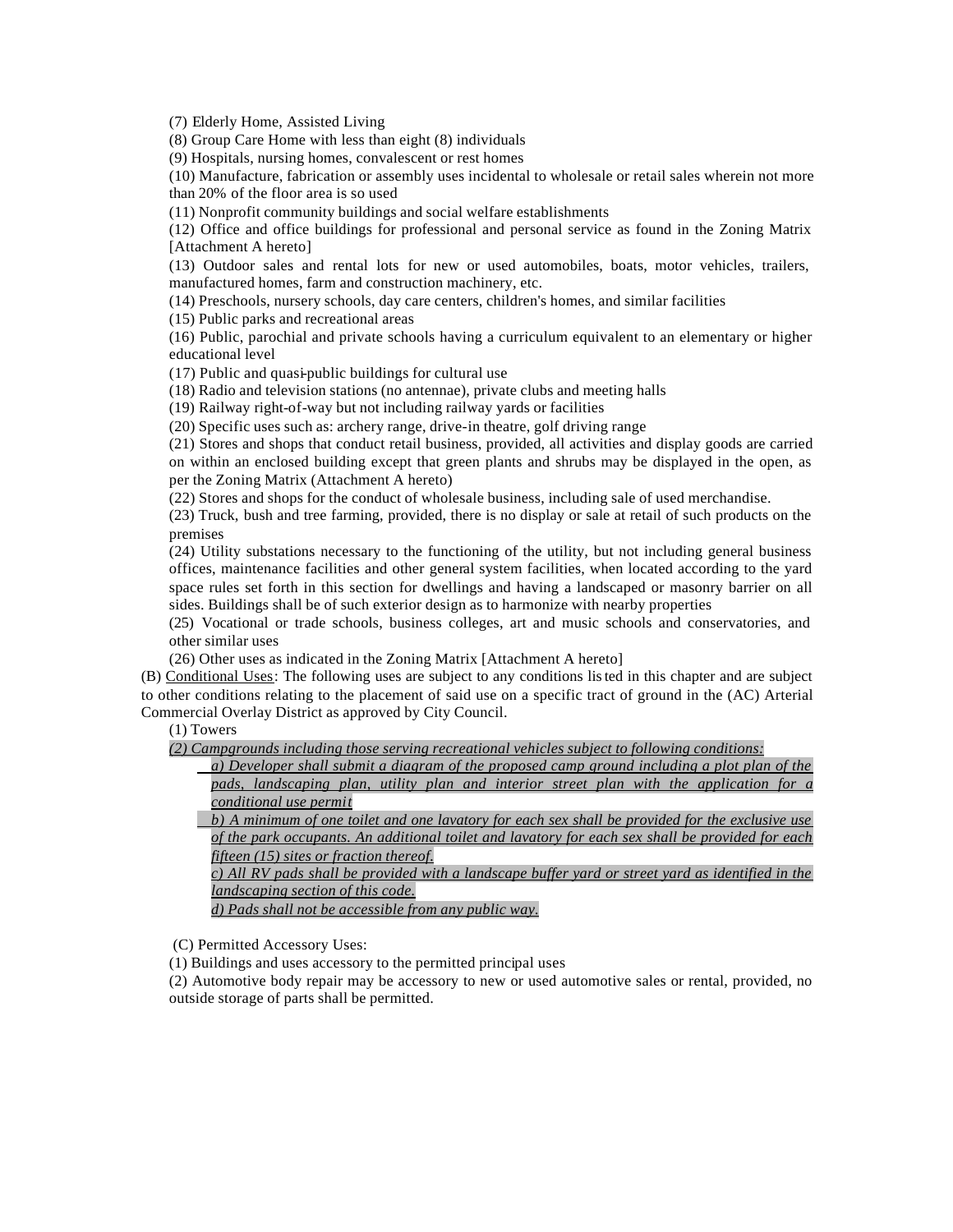(7) Elderly Home, Assisted Living

(8) Group Care Home with less than eight (8) individuals

(9) Hospitals, nursing homes, convalescent or rest homes

(10) Manufacture, fabrication or assembly uses incidental to wholesale or retail sales wherein not more than 20% of the floor area is so used

(11) Nonprofit community buildings and social welfare establishments

(12) Office and office buildings for professional and personal service as found in the Zoning Matrix [Attachment A hereto]

(13) Outdoor sales and rental lots for new or used automobiles, boats, motor vehicles, trailers, manufactured homes, farm and construction machinery, etc.

(14) Preschools, nursery schools, day care centers, children's homes, and similar facilities

(15) Public parks and recreational areas

(16) Public, parochial and private schools having a curriculum equivalent to an elementary or higher educational level

(17) Public and quasi-public buildings for cultural use

(18) Radio and television stations (no antennae), private clubs and meeting halls

(19) Railway right-of-way but not including railway yards or facilities

(20) Specific uses such as: archery range, drive-in theatre, golf driving range

(21) Stores and shops that conduct retail business, provided, all activities and display goods are carried on within an enclosed building except that green plants and shrubs may be displayed in the open, as per the Zoning Matrix (Attachment A hereto)

(22) Stores and shops for the conduct of wholesale business, including sale of used merchandise.

(23) Truck, bush and tree farming, provided, there is no display or sale at retail of such products on the premises

(24) Utility substations necessary to the functioning of the utility, but not including general business offices, maintenance facilities and other general system facilities, when located according to the yard space rules set forth in this section for dwellings and having a landscaped or masonry barrier on all sides. Buildings shall be of such exterior design as to harmonize with nearby properties

(25) Vocational or trade schools, business colleges, art and music schools and conservatories, and other similar uses

(26) Other uses as indicated in the Zoning Matrix [Attachment A hereto]

(B) <u>Conditional Uses</u>: The following uses are subject to any conditions listed in this chapter and are subject to other conditions relating to the placement of said use on a specific tract of ground in the (AC) Arterial Commercial Overlay District as approved by City Council.

(1) Towers

*<u>(2) Campgrounds including those serving recreational vehicles subject to following conditions:</u>*

*<u>a) Developer shall submit a diagram of the proposed camp ground including a plot plan of the pads, landscaping plan, utility plan and interior street plan with the application for a conditional use permit</u>*

*<u>b) A minimum of one toilet and one lavatory for each sex shall be provided for the exclusive use of the park occupants. An additional toilet and lavatory for each sex shall be provided for each fifteen (15) sites or fraction thereof.</u>*

*<u>c) All RV pads shall be provided with a landscape buffer yard or street yard as identified in the landscaping section of this code.</u>*

*<u>d) Pads shall not be accessible from any public way.</u>*

(C) Permitted Accessory Uses:

(1) Buildings and uses accessory to the permitted principal uses

(2) Automotive body repair may be accessory to new or used automotive sales or rental, provided, no outside storage of parts shall be permitted.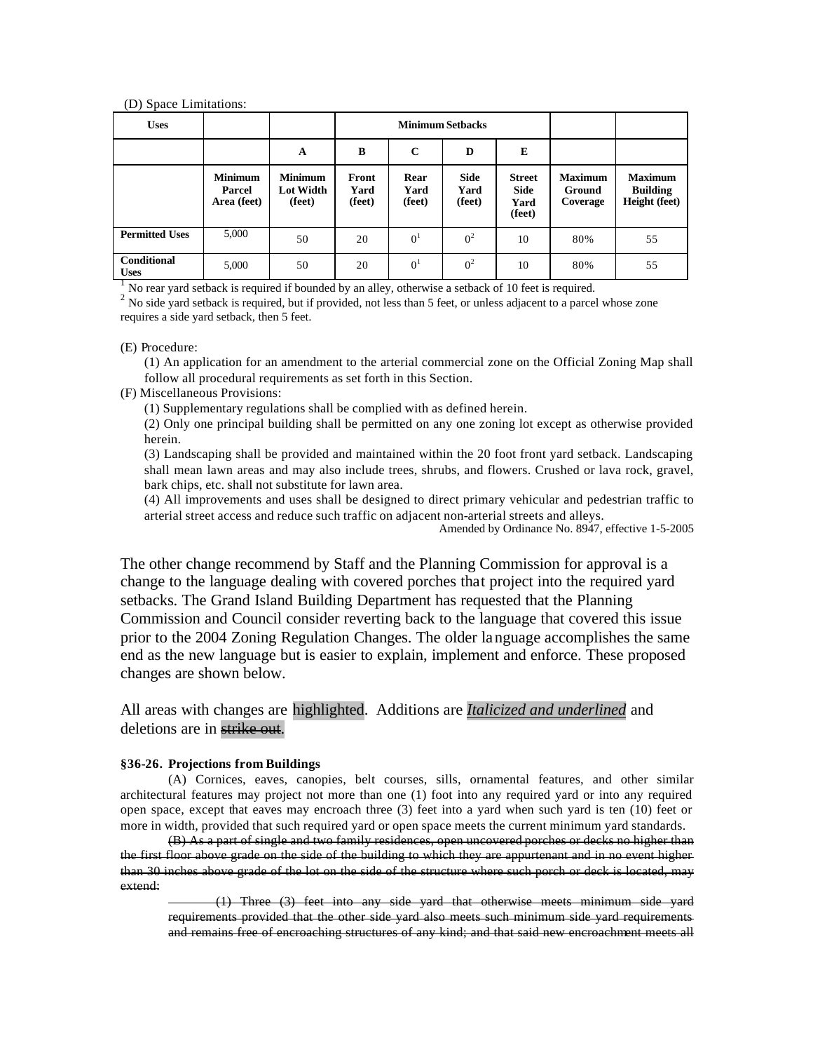(D) Space Limitations:

| Uses | | | Minimum Setbacks | | | | | |
|---|---|---|---|---|---|---|---|---|
| | | A | B | C | D | E | | |
| | Minimum Parcel Area (feet) | Minimum Lot Width (feet) | Front Yard (feet) | Rear Yard (feet) | Side Yard (feet) | Street Side Yard (feet) | Maximum Ground Coverage | Maximum Building Height (feet) |
| Permitted Uses | 5,000 | 50 | 20 | 0[1] | 0[2] | 10 | 80% | 55 |
| Conditional Uses | 5,000 | 50 | 20 | 0[1] | 0[2] | 10 | 80% | 55 |

[1] No rear yard setback is required if bounded by an alley, otherwise a setback of 10 feet is required.
[2] No side yard setback is required, but if provided, not less than 5 feet, or unless adjacent to a parcel whose zone requires a side yard setback, then 5 feet.

(E) Procedure:

(1) An application for an amendment to the arterial commercial zone on the Official Zoning Map shall follow all procedural requirements as set forth in this Section.

(F) Miscellaneous Provisions:

(1) Supplementary regulations shall be complied with as defined herein.

(2) Only one principal building shall be permitted on any one zoning lot except as otherwise provided herein.

(3) Landscaping shall be provided and maintained within the 20 foot front yard setback. Landscaping shall mean lawn areas and may also include trees, shrubs, and flowers. Crushed or lava rock, gravel, bark chips, etc. shall not substitute for lawn area.

(4) All improvements and uses shall be designed to direct primary vehicular and pedestrian traffic to arterial street access and reduce such traffic on adjacent non-arterial streets and alleys.

Amended by Ordinance No. 8947, effective 1-5-2005

The other change recommend by Staff and the Planning Commission for approval is a change to the language dealing with covered porches that project into the required yard setbacks. The Grand Island Building Department has requested that the Planning Commission and Council consider reverting back to the language that covered this issue prior to the 2004 Zoning Regulation Changes. The older language accomplishes the same end as the new language but is easier to explain, implement and enforce. These proposed changes are shown below.

All areas with changes are highlighted. Additions are ***Italicized and underlined*** and deletions are in ~~strike out~~.

**§36-26. Projections from Buildings**

(A) Cornices, eaves, canopies, belt courses, sills, ornamental features, and other similar architectural features may project not more than one (1) foot into any required yard or into any required open space, except that eaves may encroach three (3) feet into a yard when such yard is ten (10) feet or more in width, provided that such required yard or open space meets the current minimum yard standards.

~~(B) As a part of single and two family residences, open uncovered porches or decks no higher than the first floor above grade on the side of the building to which they are appurtenant and in no event higher than 30 inches above grade of the lot on the side of the structure where such porch or deck is located, may extend:~~

~~(1) Three (3) feet into any side yard that otherwise meets minimum side yard requirements provided that the other side yard also meets such minimum side yard requirements and remains free of encroaching structures of any kind; and that said new encroachment meets all~~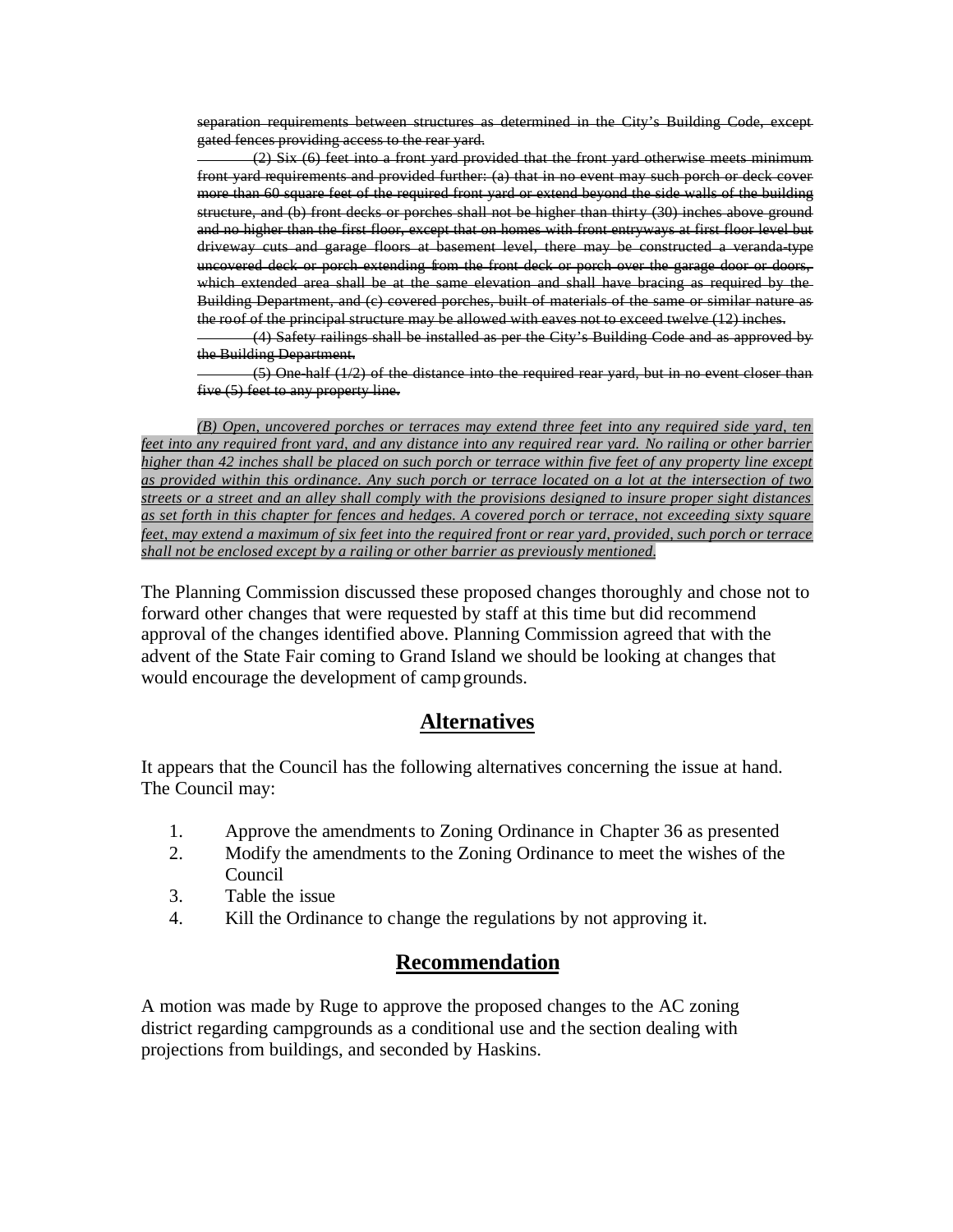~~separation requirements between structures as determined in the City's Building Code, except gated fences providing access to the rear yard.~~

~~(2) Six (6) feet into a front yard provided that the front yard otherwise meets minimum front yard requirements and provided further: (a) that in no event may such porch or deck cover more than 60 square feet of the required front yard or extend beyond the side walls of the building structure, and (b) front decks or porches shall not be higher than thirty (30) inches above ground and no higher than the first floor, except that on homes with front entryways at first floor level but driveway cuts and garage floors at basement level, there may be constructed a veranda-type uncovered deck or porch extending from the front deck or porch over the garage door or doors, which extended area shall be at the same elevation and shall have bracing as required by the Building Department, and (c) covered porches, built of materials of the same or similar nature as the roof of the principal structure may be allowed with eaves not to exceed twelve (12) inches.~~

~~(4) Safety railings shall be installed as per the City's Building Code and as approved by the Building Department.~~

~~(5) One-half (1/2) of the distance into the required rear yard, but in no event closer than five (5) feet to any property line.~~

*(B) Open, uncovered porches or terraces may extend three feet into any required side yard, ten feet into any required front yard, and any distance into any required rear yard. No railing or other barrier higher than 42 inches shall be placed on such porch or terrace within five feet of any property line except as provided within this ordinance. Any such porch or terrace located on a lot at the intersection of two streets or a street and an alley shall comply with the provisions designed to insure proper sight distances as set forth in this chapter for fences and hedges. A covered porch or terrace, not exceeding sixty square feet, may extend a maximum of six feet into the required front or rear yard, provided, such porch or terrace shall not be enclosed except by a railing or other barrier as previously mentioned.*

The Planning Commission discussed these proposed changes thoroughly and chose not to forward other changes that were requested by staff at this time but did recommend approval of the changes identified above. Planning Commission agreed that with the advent of the State Fair coming to Grand Island we should be looking at changes that would encourage the development of camp grounds.

## Alternatives

It appears that the Council has the following alternatives concerning the issue at hand. The Council may:

1. Approve the amendments to Zoning Ordinance in Chapter 36 as presented
2. Modify the amendments to the Zoning Ordinance to meet the wishes of the Council
3. Table the issue
4. Kill the Ordinance to change the regulations by not approving it.

## Recommendation

A motion was made by Ruge to approve the proposed changes to the AC zoning district regarding campgrounds as a conditional use and the section dealing with projections from buildings, and seconded by Haskins.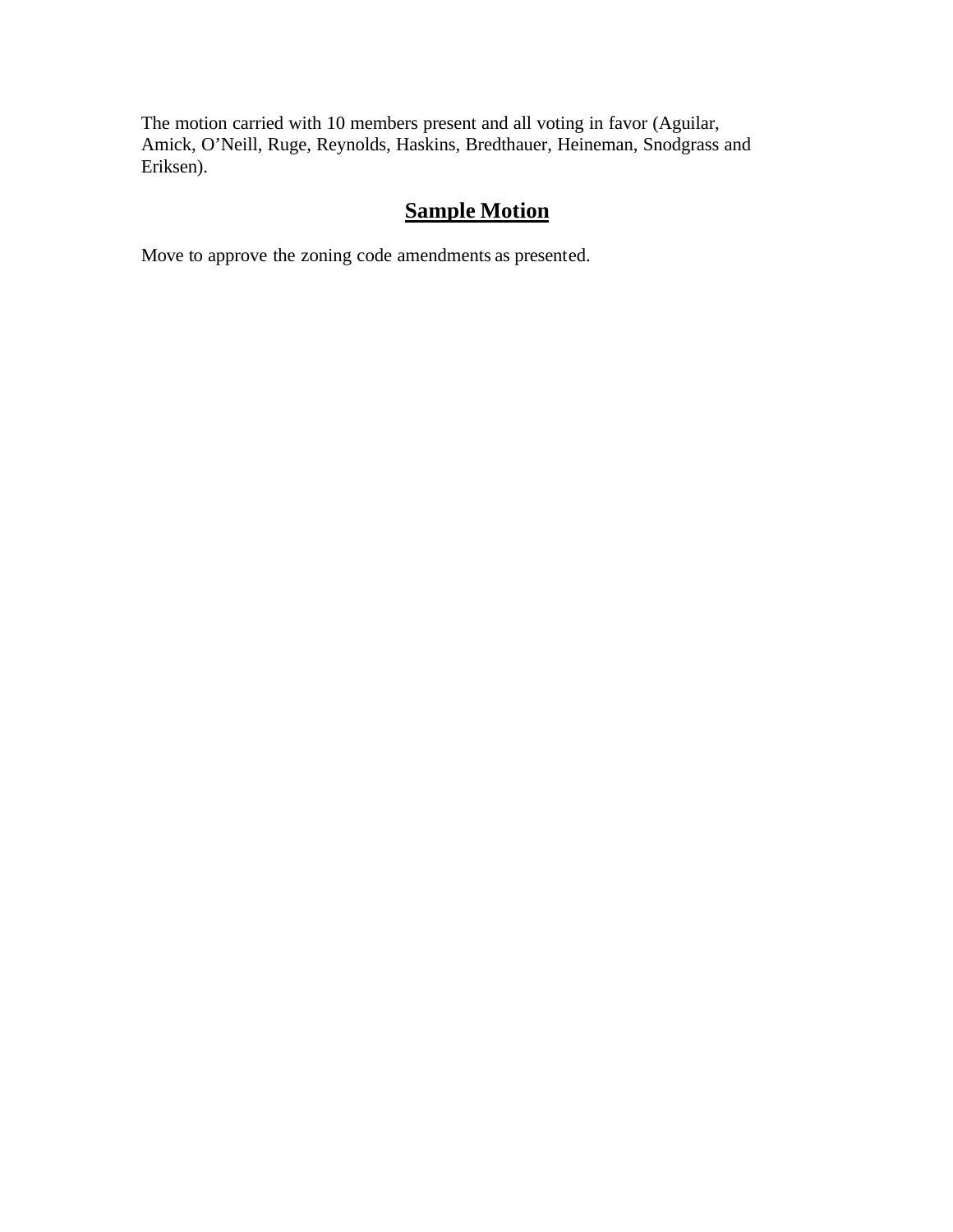The motion carried with 10 members present and all voting in favor (Aguilar, Amick, O'Neill, Ruge, Reynolds, Haskins, Bredthauer, Heineman, Snodgrass and Eriksen).

## **Sample Motion**

Move to approve the zoning code amendments as presented.